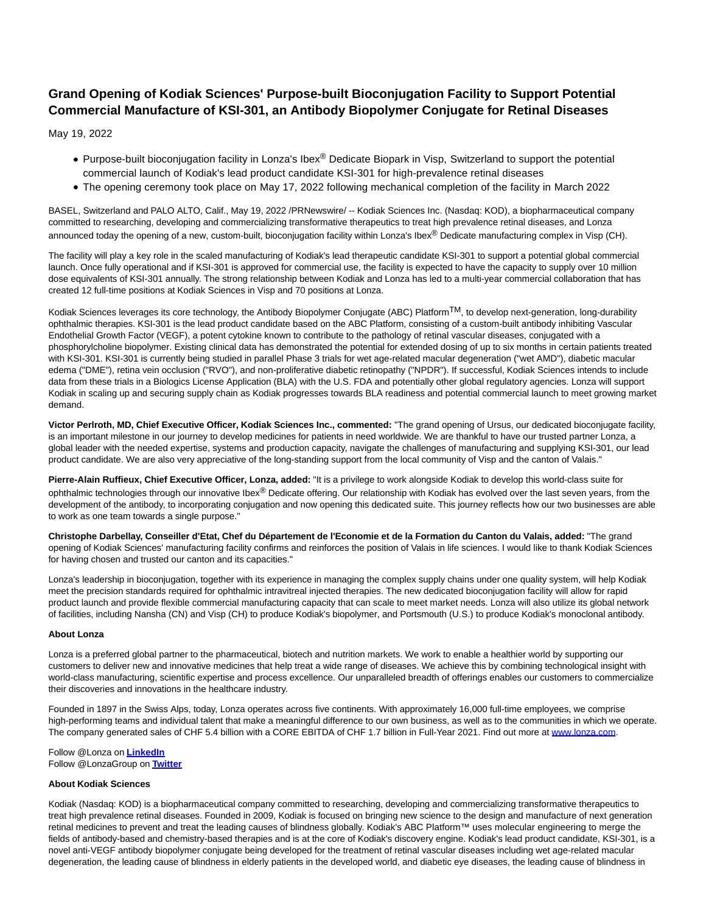# Grand Opening of Kodiak Sciences' Purpose-built Bioconjugation Facility to Support Potential Commercial Manufacture of KSI-301, an Antibody Biopolymer Conjugate for Retinal Diseases

May 19, 2022

- Purpose-built bioconjugation facility in Lonza's Ibex® Dedicate Biopark in Visp, Switzerland to support the potential commercial launch of Kodiak's lead product candidate KSI-301 for high-prevalence retinal diseases
- The opening ceremony took place on May 17, 2022 following mechanical completion of the facility in March 2022

BASEL, Switzerland and PALO ALTO, Calif., May 19, 2022 /PRNewswire/ -- Kodiak Sciences Inc. (Nasdaq: KOD), a biopharmaceutical company committed to researching, developing and commercializing transformative therapeutics to treat high prevalence retinal diseases, and Lonza announced today the opening of a new, custom-built, bioconjugation facility within Lonza's Ibex® Dedicate manufacturing complex in Visp (CH).

The facility will play a key role in the scaled manufacturing of Kodiak's lead therapeutic candidate KSI-301 to support a potential global commercial launch. Once fully operational and if KSI-301 is approved for commercial use, the facility is expected to have the capacity to supply over 10 million dose equivalents of KSI-301 annually. The strong relationship between Kodiak and Lonza has led to a multi-year commercial collaboration that has created 12 full-time positions at Kodiak Sciences in Visp and 70 positions at Lonza.

Kodiak Sciences leverages its core technology, the Antibody Biopolymer Conjugate (ABC) Platform™, to develop next-generation, long-durability ophthalmic therapies. KSI-301 is the lead product candidate based on the ABC Platform, consisting of a custom-built antibody inhibiting Vascular Endothelial Growth Factor (VEGF), a potent cytokine known to contribute to the pathology of retinal vascular diseases, conjugated with a phosphorylcholine biopolymer. Existing clinical data has demonstrated the potential for extended dosing of up to six months in certain patients treated with KSI-301. KSI-301 is currently being studied in parallel Phase 3 trials for wet age-related macular degeneration ("wet AMD"), diabetic macular edema ("DME"), retina vein occlusion ("RVO"), and non-proliferative diabetic retinopathy ("NPDR"). If successful, Kodiak Sciences intends to include data from these trials in a Biologics License Application (BLA) with the U.S. FDA and potentially other global regulatory agencies. Lonza will support Kodiak in scaling up and securing supply chain as Kodiak progresses towards BLA readiness and potential commercial launch to meet growing market demand.

**Victor Perlroth, MD, Chief Executive Officer, Kodiak Sciences Inc., commented:** "The grand opening of Ursus, our dedicated bioconjugate facility, is an important milestone in our journey to develop medicines for patients in need worldwide. We are thankful to have our trusted partner Lonza, a global leader with the needed expertise, systems and production capacity, navigate the challenges of manufacturing and supplying KSI-301, our lead product candidate. We are also very appreciative of the long-standing support from the local community of Visp and the canton of Valais."

**Pierre-Alain Ruffieux, Chief Executive Officer, Lonza, added:** "It is a privilege to work alongside Kodiak to develop this world-class suite for ophthalmic technologies through our innovative Ibex® Dedicate offering. Our relationship with Kodiak has evolved over the last seven years, from the development of the antibody, to incorporating conjugation and now opening this dedicated suite. This journey reflects how our two businesses are able to work as one team towards a single purpose."

**Christophe Darbellay, Conseiller d'Etat, Chef du Département de l'Economie et de la Formation du Canton du Valais, added:** "The grand opening of Kodiak Sciences' manufacturing facility confirms and reinforces the position of Valais in life sciences. I would like to thank Kodiak Sciences for having chosen and trusted our canton and its capacities."

Lonza's leadership in bioconjugation, together with its experience in managing the complex supply chains under one quality system, will help Kodiak meet the precision standards required for ophthalmic intravitreal injected therapies. The new dedicated bioconjugation facility will allow for rapid product launch and provide flexible commercial manufacturing capacity that can scale to meet market needs. Lonza will also utilize its global network of facilities, including Nansha (CN) and Visp (CH) to produce Kodiak's biopolymer, and Portsmouth (U.S.) to produce Kodiak's monoclonal antibody.

**About Lonza**

Lonza is a preferred global partner to the pharmaceutical, biotech and nutrition markets. We work to enable a healthier world by supporting our customers to deliver new and innovative medicines that help treat a wide range of diseases. We achieve this by combining technological insight with world-class manufacturing, scientific expertise and process excellence. Our unparalleled breadth of offerings enables our customers to commercialize their discoveries and innovations in the healthcare industry.

Founded in 1897 in the Swiss Alps, today, Lonza operates across five continents. With approximately 16,000 full-time employees, we comprise high-performing teams and individual talent that make a meaningful difference to our own business, as well as to the communities in which we operate. The company generated sales of CHF 5.4 billion with a CORE EBITDA of CHF 1.7 billion in Full-Year 2021. Find out more at [www.lonza.com](www.lonza.com).

Follow @Lonza on **[LinkedIn]()**
Follow @LonzaGroup on **[Twitter]()**

**About Kodiak Sciences**

Kodiak (Nasdaq: KOD) is a biopharmaceutical company committed to researching, developing and commercializing transformative therapeutics to treat high prevalence retinal diseases. Founded in 2009, Kodiak is focused on bringing new science to the design and manufacture of next generation retinal medicines to prevent and treat the leading causes of blindness globally. Kodiak's ABC Platform™ uses molecular engineering to merge the fields of antibody-based and chemistry-based therapies and is at the core of Kodiak's discovery engine. Kodiak's lead product candidate, KSI-301, is a novel anti-VEGF antibody biopolymer conjugate being developed for the treatment of retinal vascular diseases including wet age-related macular degeneration, the leading cause of blindness in elderly patients in the developed world, and diabetic eye diseases, the leading cause of blindness in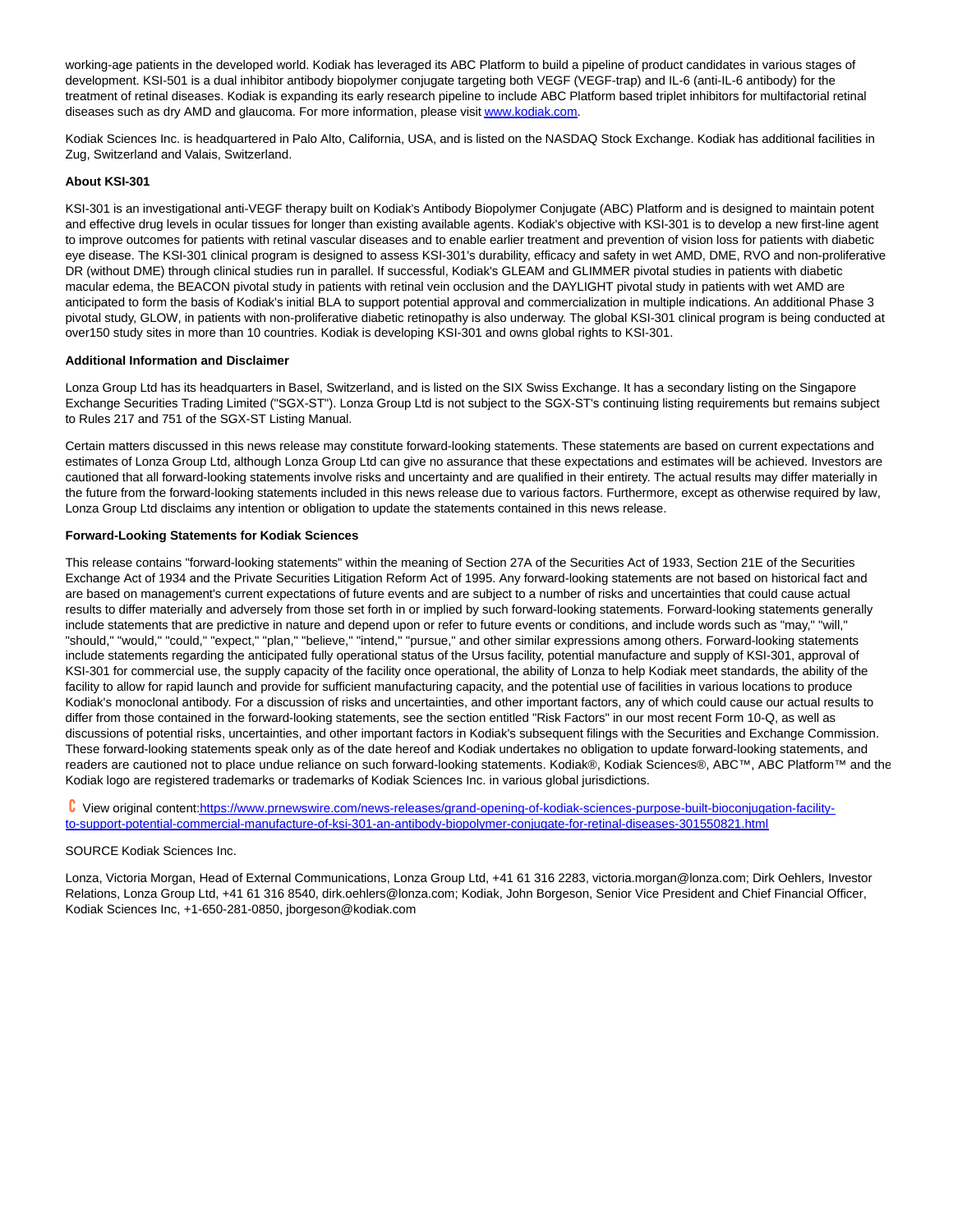working-age patients in the developed world. Kodiak has leveraged its ABC Platform to build a pipeline of product candidates in various stages of development. KSI-501 is a dual inhibitor antibody biopolymer conjugate targeting both VEGF (VEGF-trap) and IL-6 (anti-IL-6 antibody) for the treatment of retinal diseases. Kodiak is expanding its early research pipeline to include ABC Platform based triplet inhibitors for multifactorial retinal diseases such as dry AMD and glaucoma. For more information, please visit [www.kodiak.com](http://www.kodiak.com).

Kodiak Sciences Inc. is headquartered in Palo Alto, California, USA, and is listed on the NASDAQ Stock Exchange. Kodiak has additional facilities in Zug, Switzerland and Valais, Switzerland.

**About KSI-301**

KSI-301 is an investigational anti-VEGF therapy built on Kodiak's Antibody Biopolymer Conjugate (ABC) Platform and is designed to maintain potent and effective drug levels in ocular tissues for longer than existing available agents. Kodiak's objective with KSI-301 is to develop a new first-line agent to improve outcomes for patients with retinal vascular diseases and to enable earlier treatment and prevention of vision loss for patients with diabetic eye disease. The KSI-301 clinical program is designed to assess KSI-301's durability, efficacy and safety in wet AMD, DME, RVO and non-proliferative DR (without DME) through clinical studies run in parallel. If successful, Kodiak's GLEAM and GLIMMER pivotal studies in patients with diabetic macular edema, the BEACON pivotal study in patients with retinal vein occlusion and the DAYLIGHT pivotal study in patients with wet AMD are anticipated to form the basis of Kodiak's initial BLA to support potential approval and commercialization in multiple indications. An additional Phase 3 pivotal study, GLOW, in patients with non-proliferative diabetic retinopathy is also underway. The global KSI-301 clinical program is being conducted at over150 study sites in more than 10 countries. Kodiak is developing KSI-301 and owns global rights to KSI-301.

**Additional Information and Disclaimer**

Lonza Group Ltd has its headquarters in Basel, Switzerland, and is listed on the SIX Swiss Exchange. It has a secondary listing on the Singapore Exchange Securities Trading Limited ("SGX-ST"). Lonza Group Ltd is not subject to the SGX-ST's continuing listing requirements but remains subject to Rules 217 and 751 of the SGX-ST Listing Manual.

Certain matters discussed in this news release may constitute forward-looking statements. These statements are based on current expectations and estimates of Lonza Group Ltd, although Lonza Group Ltd can give no assurance that these expectations and estimates will be achieved. Investors are cautioned that all forward-looking statements involve risks and uncertainty and are qualified in their entirety. The actual results may differ materially in the future from the forward-looking statements included in this news release due to various factors. Furthermore, except as otherwise required by law, Lonza Group Ltd disclaims any intention or obligation to update the statements contained in this news release.

**Forward-Looking Statements for Kodiak Sciences**

This release contains "forward-looking statements" within the meaning of Section 27A of the Securities Act of 1933, Section 21E of the Securities Exchange Act of 1934 and the Private Securities Litigation Reform Act of 1995. Any forward-looking statements are not based on historical fact and are based on management's current expectations of future events and are subject to a number of risks and uncertainties that could cause actual results to differ materially and adversely from those set forth in or implied by such forward-looking statements. Forward-looking statements generally include statements that are predictive in nature and depend upon or refer to future events or conditions, and include words such as "may," "will," "should," "would," "could," "expect," "plan," "believe," "intend," "pursue," and other similar expressions among others. Forward-looking statements include statements regarding the anticipated fully operational status of the Ursus facility, potential manufacture and supply of KSI-301, approval of KSI-301 for commercial use, the supply capacity of the facility once operational, the ability of Lonza to help Kodiak meet standards, the ability of the facility to allow for rapid launch and provide for sufficient manufacturing capacity, and the potential use of facilities in various locations to produce Kodiak's monoclonal antibody. For a discussion of risks and uncertainties, and other important factors, any of which could cause our actual results to differ from those contained in the forward-looking statements, see the section entitled "Risk Factors" in our most recent Form 10-Q, as well as discussions of potential risks, uncertainties, and other important factors in Kodiak's subsequent filings with the Securities and Exchange Commission. These forward-looking statements speak only as of the date hereof and Kodiak undertakes no obligation to update forward-looking statements, and readers are cautioned not to place undue reliance on such forward-looking statements. Kodiak®, Kodiak Sciences®, ABC™, ABC Platform™ and the Kodiak logo are registered trademarks or trademarks of Kodiak Sciences Inc. in various global jurisdictions.

View original content:[https://www.prnewswire.com/news-releases/grand-opening-of-kodiak-sciences-purpose-built-bioconjugation-facility-to-support-potential-commercial-manufacture-of-ksi-301-an-antibody-biopolymer-conjugate-for-retinal-diseases-301550821.html](https://www.prnewswire.com/news-releases/grand-opening-of-kodiak-sciences-purpose-built-bioconjugation-facility-to-support-potential-commercial-manufacture-of-ksi-301-an-antibody-biopolymer-conjugate-for-retinal-diseases-301550821.html)

SOURCE Kodiak Sciences Inc.

Lonza, Victoria Morgan, Head of External Communications, Lonza Group Ltd, +41 61 316 2283, victoria.morgan@lonza.com; Dirk Oehlers, Investor Relations, Lonza Group Ltd, +41 61 316 8540, dirk.oehlers@lonza.com; Kodiak, John Borgeson, Senior Vice President and Chief Financial Officer, Kodiak Sciences Inc, +1-650-281-0850, jborgeson@kodiak.com